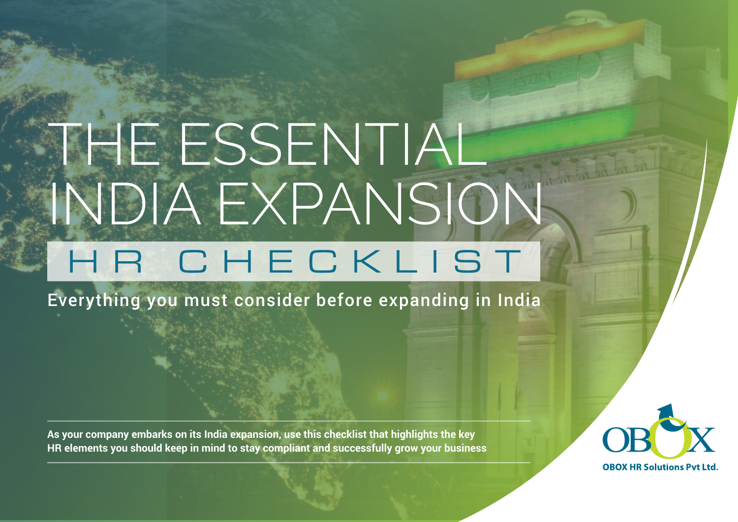# THE ESSENTIAL INDIA EXPANSION

## HR CHECKLIST

Everything you must consider before expanding in India

**As your company embarks on its India expansion, use this checklist that highlights the key HR elements you should keep in mind to stay compliant and successfully grow your business**

OBOX HR Solutions Pvt Ltd.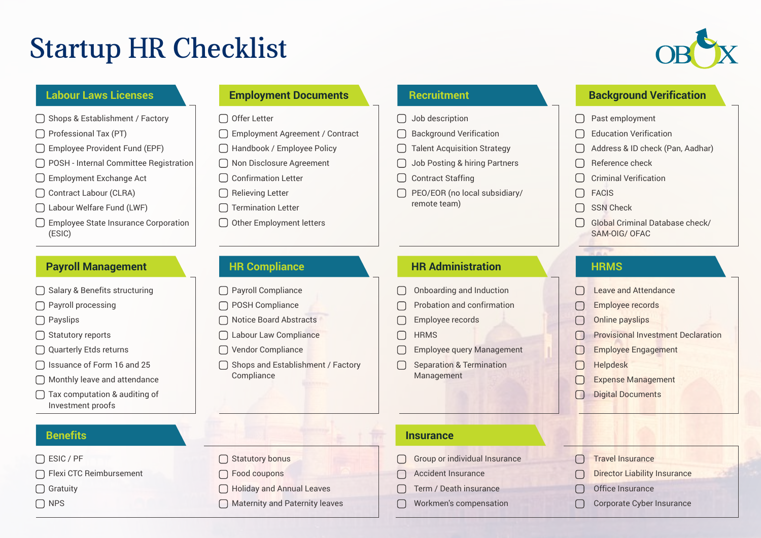# Startup HR Checklist

OBOX

## Labour Laws Licenses

- [ ] Shops & Establishment / Factory
- [ ] Professional Tax (PT)
- [ ] Employee Provident Fund (EPF)
- [ ] POSH - Internal Committee Registration
- [ ] Employment Exchange Act
- [ ] Contract Labour (CLRA)
- [ ] Labour Welfare Fund (LWF)
- [ ] Employee State Insurance Corporation (ESIC)

## Employment Documents

- [ ] Offer Letter
- [ ] Employment Agreement / Contract
- [ ] Handbook / Employee Policy
- [ ] Non Disclosure Agreement
- [ ] Confirmation Letter
- [ ] Relieving Letter
- [ ] Termination Letter
- [ ] Other Employment letters

## Recruitment

- [ ] Job description
- [ ] Background Verification
- [ ] Talent Acquisition Strategy
- [ ] Job Posting & hiring Partners
- [ ] Contract Staffing
- [ ] PEO/EOR (no local subsidiary/ remote team)

## Background Verification

- [ ] Past employment
- [ ] Education Verification
- [ ] Address & ID check (Pan, Aadhar)
- [ ] Reference check
- [ ] Criminal Verification
- [ ] FACIS
- [ ] SSN Check
- [ ] Global Criminal Database check/ SAM-OIG/ OFAC

## Payroll Management

- [ ] Salary & Benefits structuring
- [ ] Payroll processing
- [ ] Payslips
- [ ] Statutory reports
- [ ] Quarterly Etds returns
- [ ] Issuance of Form 16 and 25
- [ ] Monthly leave and attendance
- [ ] Tax computation & auditing of Investment proofs

## HR Compliance

- [ ] Payroll Compliance
- [ ] POSH Compliance
- [ ] Notice Board Abstracts
- [ ] Labour Law Compliance
- [ ] Vendor Compliance
- [ ] Shops and Establishment / Factory Compliance

## HR Administration

- [ ] Onboarding and Induction
- [ ] Probation and confirmation
- [ ] Employee records
- [ ] HRMS
- [ ] Employee query Management
- [ ] Separation & Termination Management

## HRMS

- [ ] Leave and Attendance
- [ ] Employee records
- [ ] Online payslips
- [ ] Provisional Investment Declaration
- [ ] Employee Engagement
- [ ] Helpdesk
- [ ] Expense Management
- [ ] Digital Documents

## Benefits

- [ ] ESIC / PF
- [ ] Flexi CTC Reimbursement
- [ ] Gratuity
- [ ] NPS
- [ ] Statutory bonus
- [ ] Food coupons
- [ ] Holiday and Annual Leaves
- [ ] Maternity and Paternity leaves

## Insurance

- [ ] Group or individual Insurance
- [ ] Accident Insurance
- [ ] Term / Death insurance
- [ ] Workmen's compensation
- [ ] Travel Insurance
- [ ] Director Liability Insurance
- [ ] Office Insurance
- [ ] Corporate Cyber Insurance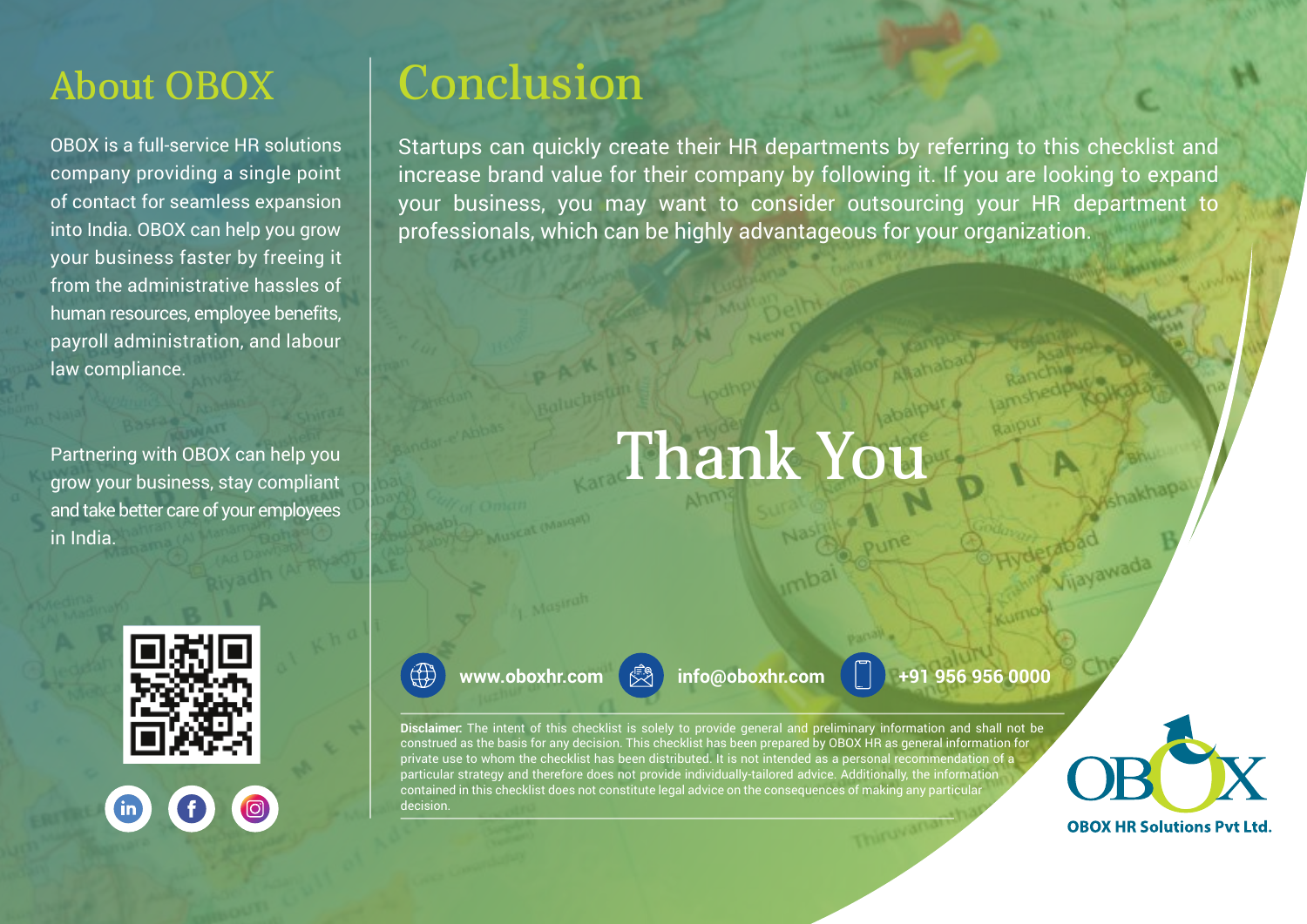## About OBOX

OBOX is a full-service HR solutions company providing a single point of contact for seamless expansion into India. OBOX can help you grow your business faster by freeing it from the administrative hassles of human resources, employee benefits, payroll administration, and labour law compliance.

Partnering with OBOX can help you grow your business, stay compliant and take better care of your employees in India.

## Conclusion

Startups can quickly create their HR departments by referring to this checklist and increase brand value for their company by following it. If you are looking to expand your business, you may want to consider outsourcing your HR department to professionals, which can be highly advantageous for your organization.

# Thank You

**www.oboxhr.com** **info@oboxhr.com** **+91 956 956 0000**

**Disclaimer:** The intent of this checklist is solely to provide general and preliminary information and shall not be construed as the basis for any decision. This checklist has been prepared by OBOX HR as general information for private use to whom the checklist has been distributed. It is not intended as a personal recommendation of a particular strategy and therefore does not provide individually-tailored advice. Additionally, the information contained in this checklist does not constitute legal advice on the consequences of making any particular decision.

OBOX

**OBOX HR Solutions Pvt Ltd.**